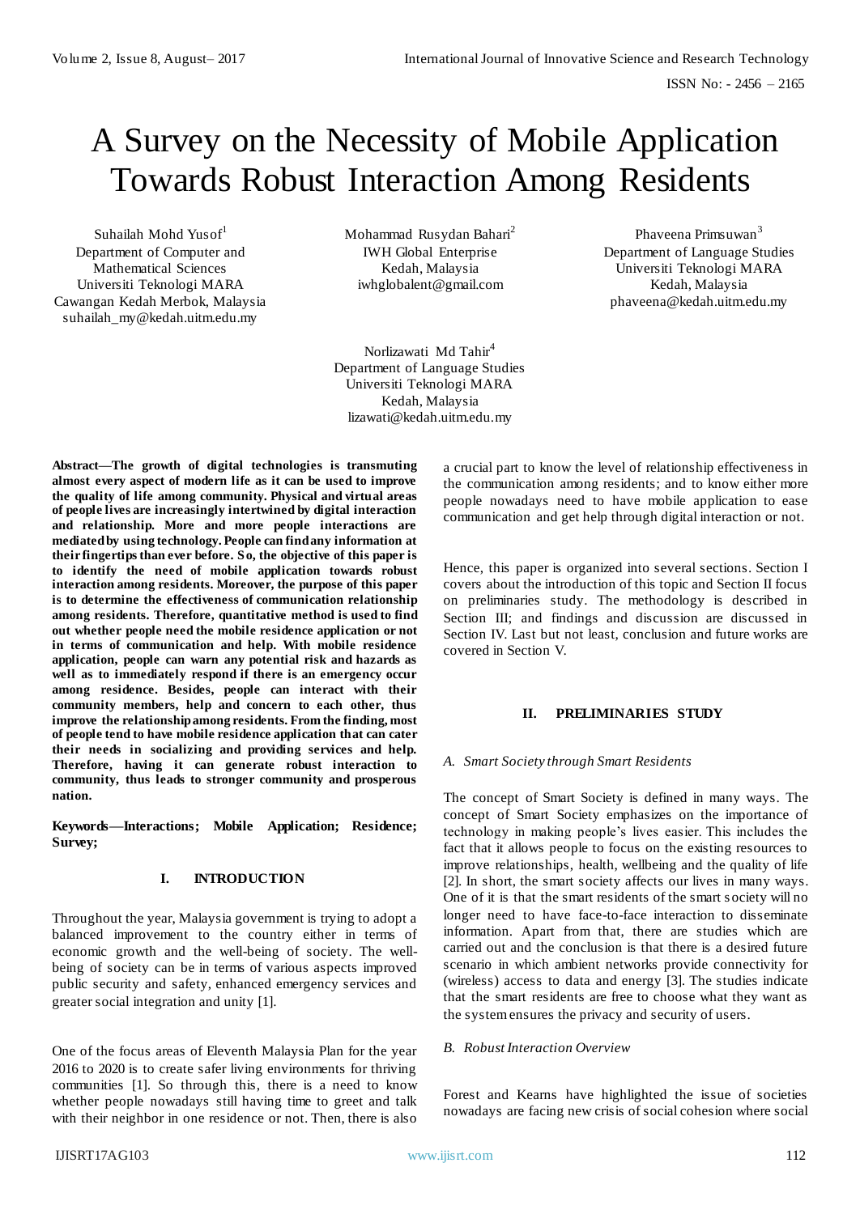# A Survey on the Necessity of Mobile Application Towards Robust Interaction Among Residents

Suhailah Mohd Yusof[1]
Department of Computer and Mathematical Sciences
Universiti Teknologi MARA
Cawangan Kedah Merbok, Malaysia
suhailah_my@kedah.uitm.edu.my

Mohammad Rusydan Bahari[2]
IWH Global Enterprise
Kedah, Malaysia
iwhglobalent@gmail.com

Phaveena Primsuwan[3]
Department of Language Studies
Universiti Teknologi MARA
Kedah, Malaysia
phaveena@kedah.uitm.edu.my

Norlizawati Md Tahir[4]
Department of Language Studies
Universiti Teknologi MARA
Kedah, Malaysia
lizawati@kedah.uitm.edu.my

**Abstract—The growth of digital technologies is transmuting almost every aspect of modern life as it can be used to improve the quality of life among community. Physical and virtual areas of people lives are increasingly intertwined by digital interaction and relationship. More and more people interactions are mediated by using technology. People can find any information at their fingertips than ever before. So, the objective of this paper is to identify the need of mobile application towards robust interaction among residents. Moreover, the purpose of this paper is to determine the effectiveness of communication relationship among residents. Therefore, quantitative method is used to find out whether people need the mobile residence application or not in terms of communication and help. With mobile residence application, people can warn any potential risk and hazards as well as to immediately respond if there is an emergency occur among residence. Besides, people can interact with their community members, help and concern to each other, thus improve the relationship among residents. From the finding, most of people tend to have mobile residence application that can cater their needs in socializing and providing services and help. Therefore, having it can generate robust interaction to community, thus leads to stronger community and prosperous nation.**

**Keywords—Interactions; Mobile Application; Residence; Survey;**

## I. INTRODUCTION

Throughout the year, Malaysia government is trying to adopt a balanced improvement to the country either in terms of economic growth and the well-being of society. The well-being of society can be in terms of various aspects improved public security and safety, enhanced emergency services and greater social integration and unity [1].

One of the focus areas of Eleventh Malaysia Plan for the year 2016 to 2020 is to create safer living environments for thriving communities [1]. So through this, there is a need to know whether people nowadays still having time to greet and talk with their neighbor in one residence or not. Then, there is also a crucial part to know the level of relationship effectiveness in the communication among residents; and to know either more people nowadays need to have mobile application to ease communication and get help through digital interaction or not.

Hence, this paper is organized into several sections. Section I covers about the introduction of this topic and Section II focus on preliminaries study. The methodology is described in Section III; and findings and discussion are discussed in Section IV. Last but not least, conclusion and future works are covered in Section V.

## II. PRELIMINARIES STUDY

### *A. Smart Society through Smart Residents*

The concept of Smart Society is defined in many ways. The concept of Smart Society emphasizes on the importance of technology in making people's lives easier. This includes the fact that it allows people to focus on the existing resources to improve relationships, health, wellbeing and the quality of life [2]. In short, the smart society affects our lives in many ways. One of it is that the smart residents of the smart society will no longer need to have face-to-face interaction to disseminate information. Apart from that, there are studies which are carried out and the conclusion is that there is a desired future scenario in which ambient networks provide connectivity for (wireless) access to data and energy [3]. The studies indicate that the smart residents are free to choose what they want as the system ensures the privacy and security of users.

### *B. Robust Interaction Overview*

Forest and Kearns have highlighted the issue of societies nowadays are facing new crisis of social cohesion where social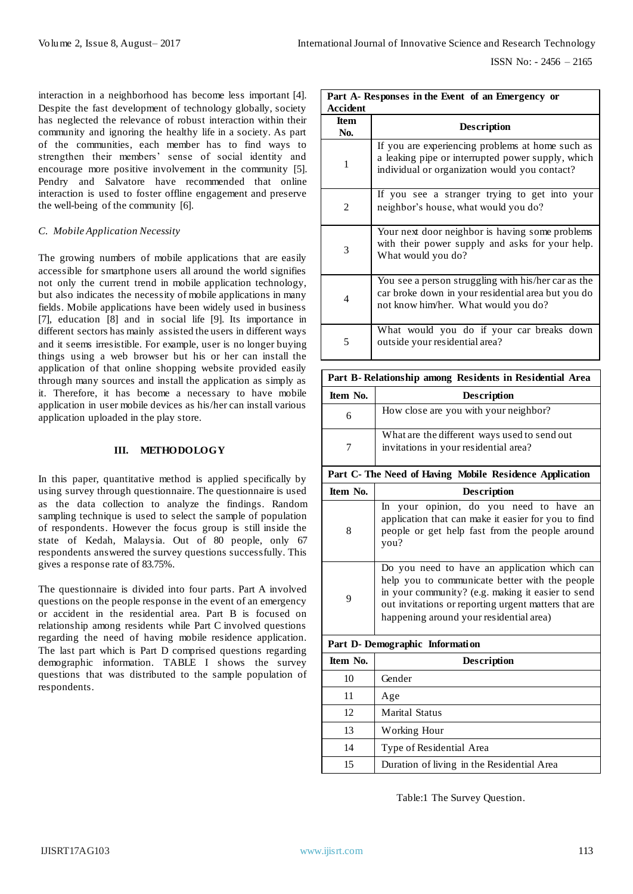interaction in a neighborhood has become less important [4]. Despite the fast development of technology globally, society has neglected the relevance of robust interaction within their community and ignoring the healthy life in a society. As part of the communities, each member has to find ways to strengthen their members' sense of social identity and encourage more positive involvement in the community [5]. Pendry and Salvatore have recommended that online interaction is used to foster offline engagement and preserve the well-being of the community [6].

### C. Mobile Application Necessity

The growing numbers of mobile applications that are easily accessible for smartphone users all around the world signifies not only the current trend in mobile application technology, but also indicates the necessity of mobile applications in many fields. Mobile applications have been widely used in business [7], education [8] and in social life [9]. Its importance in different sectors has mainly assisted the users in different ways and it seems irresistible. For example, user is no longer buying things using a web browser but his or her can install the application of that online shopping website provided easily through many sources and install the application as simply as it. Therefore, it has become a necessary to have mobile application in user mobile devices as his/her can install various application uploaded in the play store.

## III. METHODOLOGY

In this paper, quantitative method is applied specifically by using survey through questionnaire. The questionnaire is used as the data collection to analyze the findings. Random sampling technique is used to select the sample of population of respondents. However the focus group is still inside the state of Kedah, Malaysia. Out of 80 people, only 67 respondents answered the survey questions successfully. This gives a response rate of 83.75%.

The questionnaire is divided into four parts. Part A involved questions on the people response in the event of an emergency or accident in the residential area. Part B is focused on relationship among residents while Part C involved questions regarding the need of having mobile residence application. The last part which is Part D comprised questions regarding demographic information. TABLE I shows the survey questions that was distributed to the sample population of respondents.

| Item No. | Description |
|---|---|
| **Part A- Responses in the Event of an Emergency or Accident** | |
| 1 | If you are experiencing problems at home such as a leaking pipe or interrupted power supply, which individual or organization would you contact? |
| 2 | If you see a stranger trying to get into your neighbor's house, what would you do? |
| 3 | Your next door neighbor is having some problems with their power supply and asks for your help. What would you do? |
| 4 | You see a person struggling with his/her car as the car broke down in your residential area but you do not know him/her. What would you do? |
| 5 | What would you do if your car breaks down outside your residential area? |
| **Part B- Relationship among Residents in Residential Area** | |
| 6 | How close are you with your neighbor? |
| 7 | What are the different ways used to send out invitations in your residential area? |
| **Part C- The Need of Having Mobile Residence Application** | |
| 8 | In your opinion, do you need to have an application that can make it easier for you to find people or get help fast from the people around you? |
| 9 | Do you need to have an application which can help you to communicate better with the people in your community? (e.g. making it easier to send out invitations or reporting urgent matters that are happening around your residential area) |
| **Part D- Demographic Information** | |
| 10 | Gender |
| 11 | Age |
| 12 | Marital Status |
| 13 | Working Hour |
| 14 | Type of Residential Area |
| 15 | Duration of living in the Residential Area |

Table:1 The Survey Question.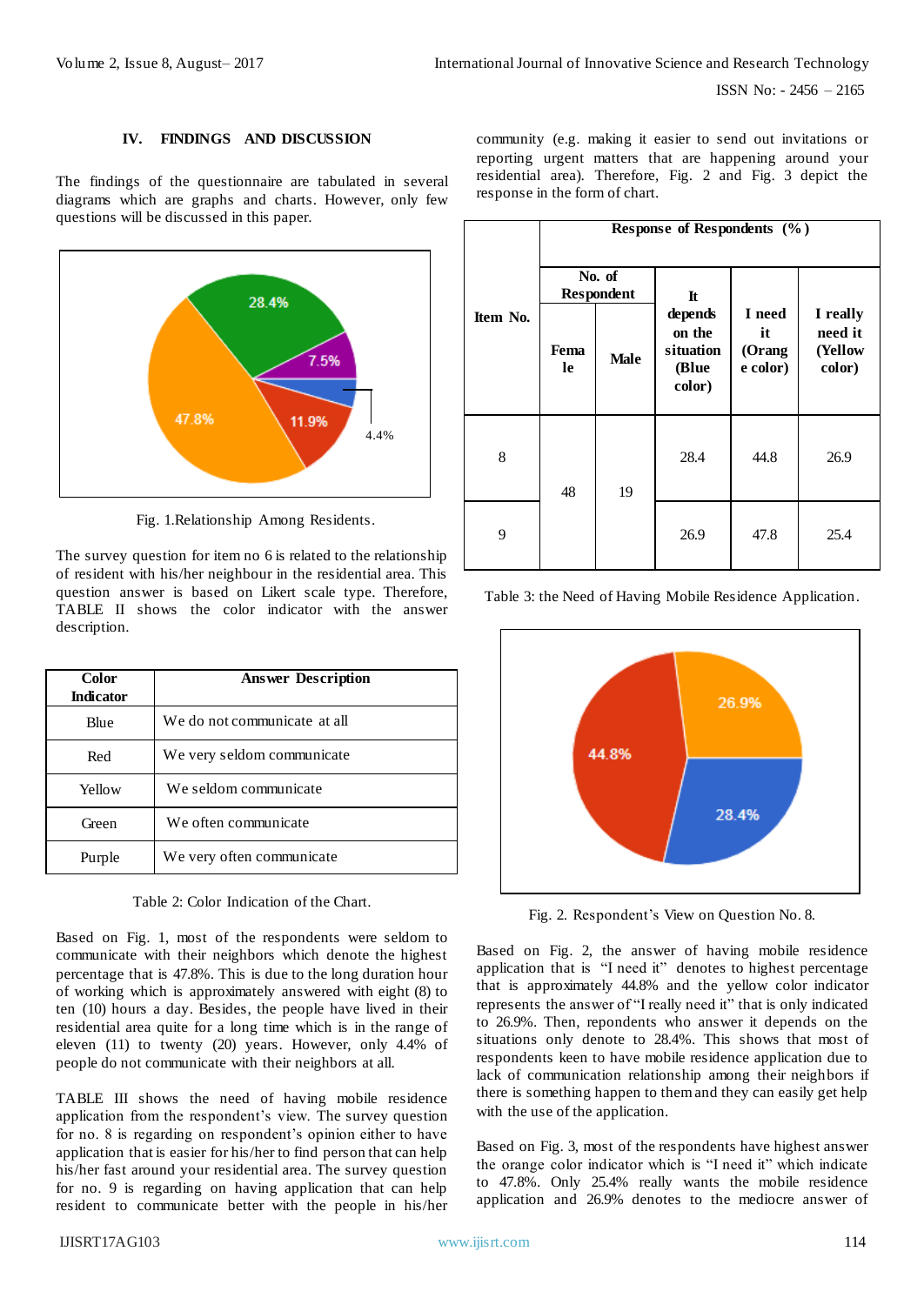## IV. FINDINGS AND DISCUSSION

The findings of the questionnaire are tabulated in several diagrams which are graphs and charts. However, only few questions will be discussed in this paper.

Fig. 1.Relationship Among Residents.

The survey question for item no 6 is related to the relationship of resident with his/her neighbour in the residential area. This question answer is based on Likert scale type. Therefore, TABLE II shows the color indicator with the answer description.

| Color Indicator | Answer Description |
|---|---|
| Blue | We do not communicate at all |
| Red | We very seldom communicate |
| Yellow | We seldom communicate |
| Green | We often communicate |
| Purple | We very often communicate |

Table 2: Color Indication of the Chart.

Based on Fig. 1, most of the respondents were seldom to communicate with their neighbors which denote the highest percentage that is 47.8%. This is due to the long duration hour of working which is approximately answered with eight (8) to ten (10) hours a day. Besides, the people have lived in their residential area quite for a long time which is in the range of eleven (11) to twenty (20) years. However, only 4.4% of people do not communicate with their neighbors at all.

TABLE III shows the need of having mobile residence application from the respondent's view. The survey question for no. 8 is regarding on respondent's opinion either to have application that is easier for his/her to find person that can help his/her fast around your residential area. The survey question for no. 9 is regarding on having application that can help resident to communicate better with the people in his/her community (e.g. making it easier to send out invitations or reporting urgent matters that are happening around your residential area). Therefore, Fig. 2 and Fig. 3 depict the response in the form of chart.

| Item No. | Response of Respondents (%) | | | | |
|---|---|---|---|---|---|
| | No. of Respondent | | It depends on the situation (Blue color) | I need it (Orange color) | I really need it (Yellow color) |
| | Female | Male | | | |
| 8 | 48 | 19 | 28.4 | 44.8 | 26.9 |
| 9 | | | 26.9 | 47.8 | 25.4 |

Table 3: the Need of Having Mobile Residence Application.

Fig. 2. Respondent's View on Question No. 8.

Based on Fig. 2, the answer of having mobile residence application that is "I need it" denotes to highest percentage that is approximately 44.8% and the yellow color indicator represents the answer of "I really need it" that is only indicated to 26.9%. Then, repondents who answer it depends on the situations only denote to 28.4%. This shows that most of respondents keen to have mobile residence application due to lack of communication relationship among their neighbors if there is something happen to them and they can easily get help with the use of the application.

Based on Fig. 3, most of the respondents have highest answer the orange color indicator which is "I need it" which indicate to 47.8%. Only 25.4% really wants the mobile residence application and 26.9% denotes to the mediocre answer of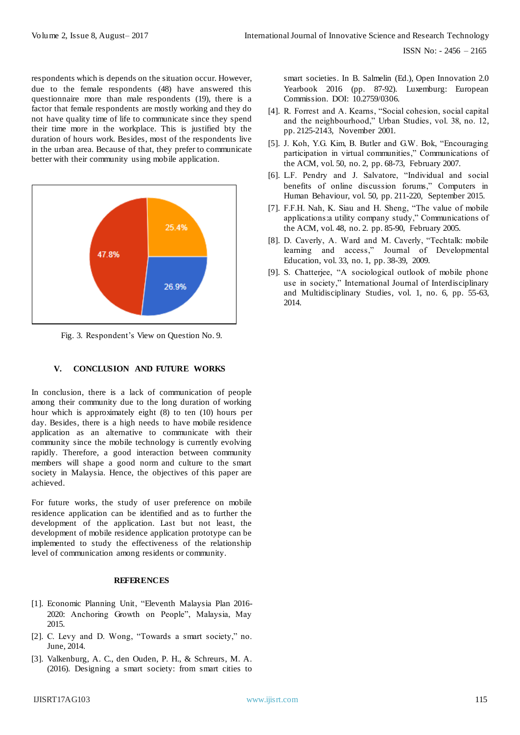respondents which is depends on the situation occur. However, due to the female respondents (48) have answered this questionnaire more than male respondents (19), there is a factor that female respondents are mostly working and they do not have quality time of life to communicate since they spend their time more in the workplace. This is justified bty the duration of hours work. Besides, most of the respondents live in the urban area. Because of that, they prefer to communicate better with their community using mobile application.

25.4%

47.8%

26.9%

Fig. 3. Respondent's View on Question No. 9.

## V. CONCLUSION AND FUTURE WORKS

In conclusion, there is a lack of communication of people among their community due to the long duration of working hour which is approximately eight (8) to ten (10) hours per day. Besides, there is a high needs to have mobile residence application as an alternative to communicate with their community since the mobile technology is currently evolving rapidly. Therefore, a good interaction between community members will shape a good norm and culture to the smart society in Malaysia. Hence, the objectives of this paper are achieved.

For future works, the study of user preference on mobile residence application can be identified and as to further the development of the application. Last but not least, the development of mobile residence application prototype can be implemented to study the effectiveness of the relationship level of communication among residents or community.

## REFERENCES

[1]. Economic Planning Unit, "Eleventh Malaysia Plan 2016-2020: Anchoring Growth on People", Malaysia, May 2015.

[2]. C. Levy and D. Wong, "Towards a smart society," no. June, 2014.

[3]. Valkenburg, A. C., den Ouden, P. H., & Schreurs, M. A. (2016). Designing a smart society: from smart cities to smart societies. In B. Salmelin (Ed.), Open Innovation 2.0 Yearbook 2016 (pp. 87-92). Luxemburg: European Commission. DOI: 10.2759/0306.

[4]. R. Forrest and A. Kearns, "Social cohesion, social capital and the neighbourhood," Urban Studies, vol. 38, no. 12, pp. 2125-2143, November 2001.

[5]. J. Koh, Y.G. Kim, B. Butler and G.W. Bok, "Encouraging participation in virtual communities," Communications of the ACM, vol. 50, no. 2, pp. 68-73, February 2007.

[6]. L.F. Pendry and J. Salvatore, "Individual and social benefits of online discussion forums," Computers in Human Behaviour, vol. 50, pp. 211-220, September 2015.

[7]. F.F.H. Nah, K. Siau and H. Sheng, "The value of mobile applications:a utility company study," Communications of the ACM, vol. 48, no. 2. pp. 85-90, February 2005.

[8]. D. Caverly, A. Ward and M. Caverly, "Techtalk: mobile learning and access," Journal of Developmental Education, vol. 33, no. 1, pp. 38-39, 2009.

[9]. S. Chatterjee, "A sociological outlook of mobile phone use in society," International Journal of Interdisciplinary and Multidisciplinary Studies, vol. 1, no. 6, pp. 55-63, 2014.